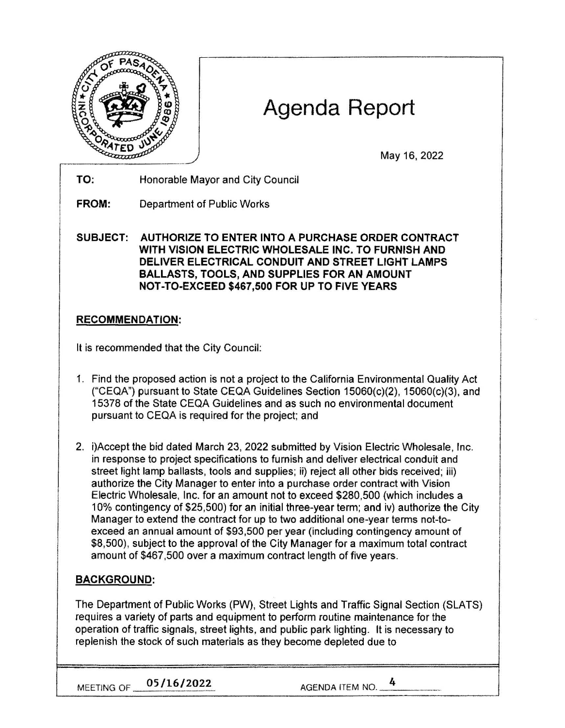# Agenda Report

May 16, 2022

**TO:** Honorable Mayor and City Council

**FROM:** Department of Public Works

**SUBJECT: AUTHORIZE TO ENTER INTO A PURCHASE ORDER CONTRACT WITH VISION ELECTRIC WHOLESALE INC. TO FURNISH AND DELIVER ELECTRICAL CONDUIT AND STREET LIGHT LAMPS BALLASTS, TOOLS, AND SUPPLIES FOR AN AMOUNT NOT-TO-EXCEED $467,500 FOR UP TO FIVE YEARS**

## RECOMMENDATION:

It is recommended that the City Council:

1. Find the proposed action is not a project to the California Environmental Quality Act ("CEQA") pursuant to State CEQA Guidelines Section 15060(c)(2), 15060(c)(3), and 15378 of the State CEQA Guidelines and as such no environmental document pursuant to CEQA is required for the project; and

2. i)Accept the bid dated March 23, 2022 submitted by Vision Electric Wholesale, Inc. in response to project specifications to furnish and deliver electrical conduit and street light lamp ballasts, tools and supplies; ii) reject all other bids received; iii) authorize the City Manager to enter into a purchase order contract with Vision Electric Wholesale, Inc. for an amount not to exceed $280,500 (which includes a 10% contingency of $25,500) for an initial three-year term; and iv) authorize the City Manager to extend the contract for up to two additional one-year terms not-to-exceed an annual amount of $93,500 per year (including contingency amount of $8,500), subject to the approval of the City Manager for a maximum total contract amount of $467,500 over a maximum contract length of five years.

## BACKGROUND:

The Department of Public Works (PW), Street Lights and Traffic Signal Section (SLATS) requires a variety of parts and equipment to perform routine maintenance for the operation of traffic signals, street lights, and public park lighting. It is necessary to replenish the stock of such materials as they become depleted due to

MEETING OF 05/16/2022 AGENDA ITEM NO. 4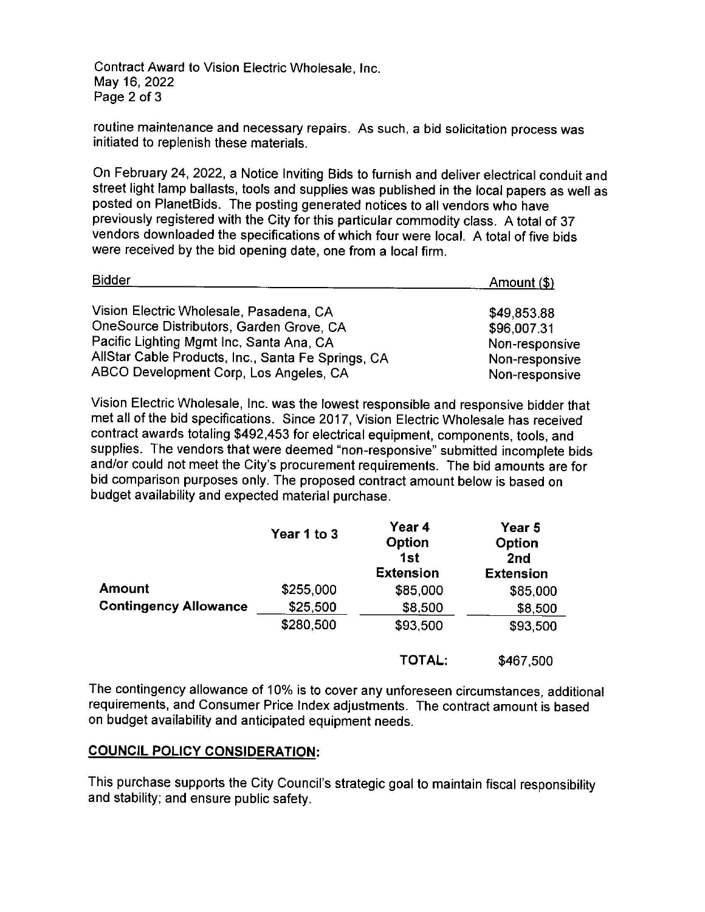routine maintenance and necessary repairs. As such, a bid solicitation process was initiated to replenish these materials.

On February 24, 2022, a Notice Inviting Bids to furnish and deliver electrical conduit and street light lamp ballasts, tools and supplies was published in the local papers as well as posted on PlanetBids. The posting generated notices to all vendors who have previously registered with the City for this particular commodity class. A total of 37 vendors downloaded the specifications of which four were local. A total of five bids were received by the bid opening date, one from a local firm.

| Bidder | Amount ($) |
|---|---|
| Vision Electric Wholesale, Pasadena, CA | $49,853.88 |
| OneSource Distributors, Garden Grove, CA | $96,007.31 |
| Pacific Lighting Mgmt Inc, Santa Ana, CA | Non-responsive |
| AllStar Cable Products, Inc., Santa Fe Springs, CA | Non-responsive |
| ABCO Development Corp, Los Angeles, CA | Non-responsive |

Vision Electric Wholesale, Inc. was the lowest responsible and responsive bidder that met all of the bid specifications. Since 2017, Vision Electric Wholesale has received contract awards totaling $492,453 for electrical equipment, components, tools, and supplies. The vendors that were deemed "non-responsive" submitted incomplete bids and/or could not meet the City's procurement requirements. The bid amounts are for bid comparison purposes only. The proposed contract amount below is based on budget availability and expected material purchase.

| | Year 1 to 3 | Year 4 Option 1st Extension | Year 5 Option 2nd Extension |
|---|---|---|---|
| **Amount** | $255,000 | $85,000 | $85,000 |
| **Contingency Allowance** | $25,500 | $8,500 | $8,500 |
| | $280,500 | $93,500 | $93,500 |
| | | **TOTAL:** | $467,500 |

The contingency allowance of 10% is to cover any unforeseen circumstances, additional requirements, and Consumer Price Index adjustments. The contract amount is based on budget availability and anticipated equipment needs.

## COUNCIL POLICY CONSIDERATION:

This purchase supports the City Council's strategic goal to maintain fiscal responsibility and stability; and ensure public safety.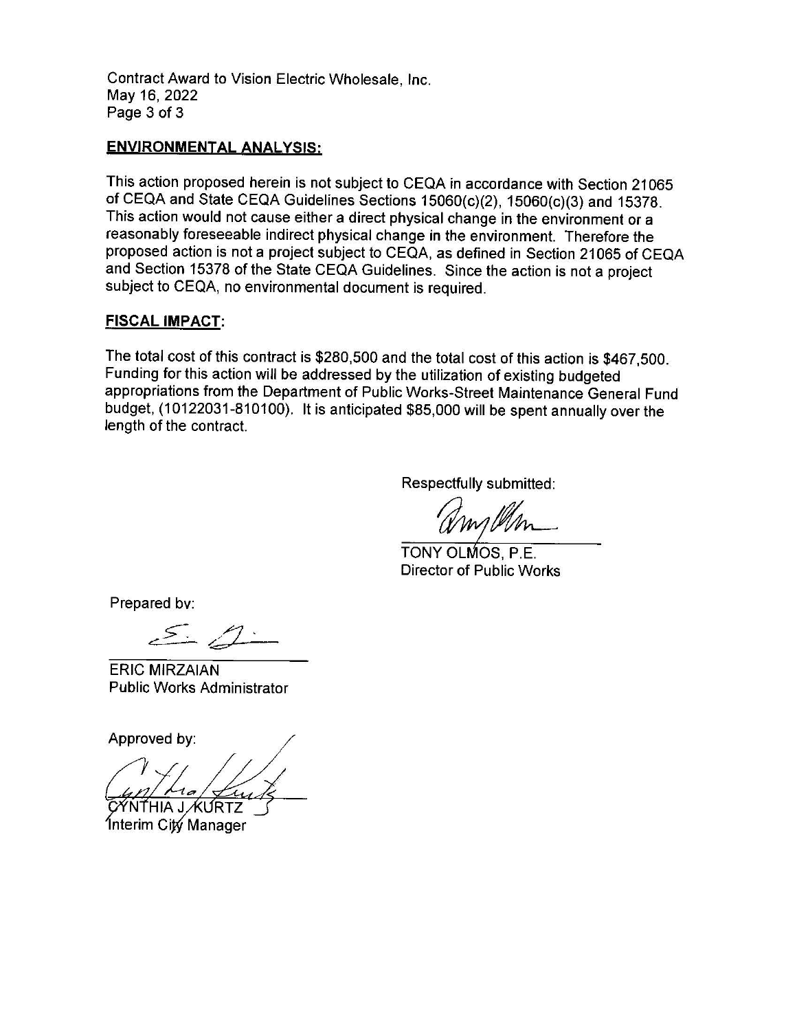## ENVIRONMENTAL ANALYSIS:

This action proposed herein is not subject to CEQA in accordance with Section 21065 of CEQA and State CEQA Guidelines Sections 15060(c)(2), 15060(c)(3) and 15378. This action would not cause either a direct physical change in the environment or a reasonably foreseeable indirect physical change in the environment. Therefore the proposed action is not a project subject to CEQA, as defined in Section 21065 of CEQA and Section 15378 of the State CEQA Guidelines. Since the action is not a project subject to CEQA, no environmental document is required.

## FISCAL IMPACT:

The total cost of this contract is $280,500 and the total cost of this action is $467,500. Funding for this action will be addressed by the utilization of existing budgeted appropriations from the Department of Public Works-Street Maintenance General Fund budget, (10122031-810100). It is anticipated $85,000 will be spent annually over the length of the contract.

Respectfully submitted:

TONY OLMOS, P.E.
Director of Public Works

Prepared by:

ERIC MIRZAIAN
Public Works Administrator

Approved by:

CYNTHIA J. KURTZ
Interim City Manager